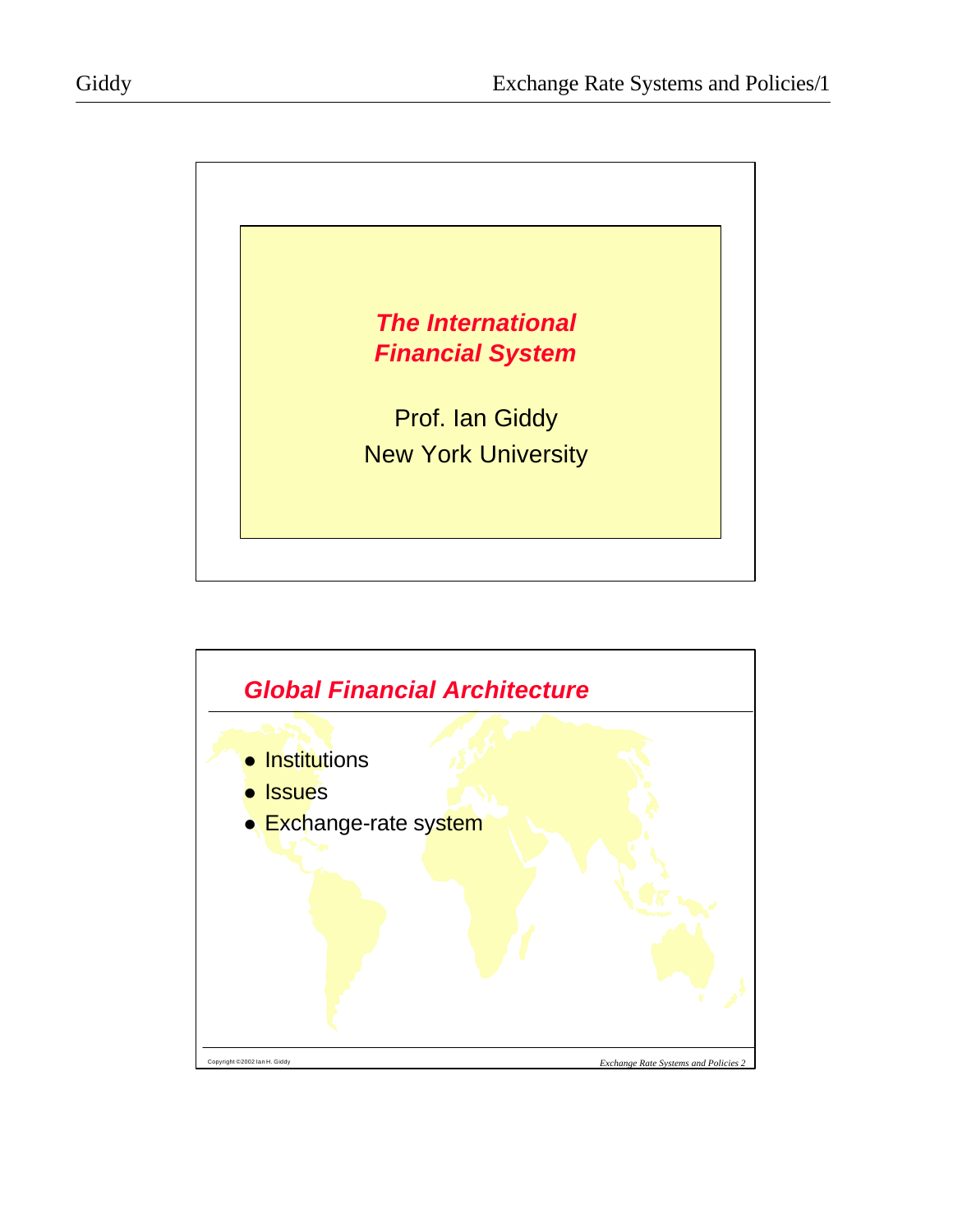# The International Financial System

Prof. Ian Giddy

New York University

## Global Financial Architecture

- Institutions
- Issues
- Exchange-rate system

Copyright ©2002 Ian H. Giddy

*Exchange Rate Systems and Policies 2*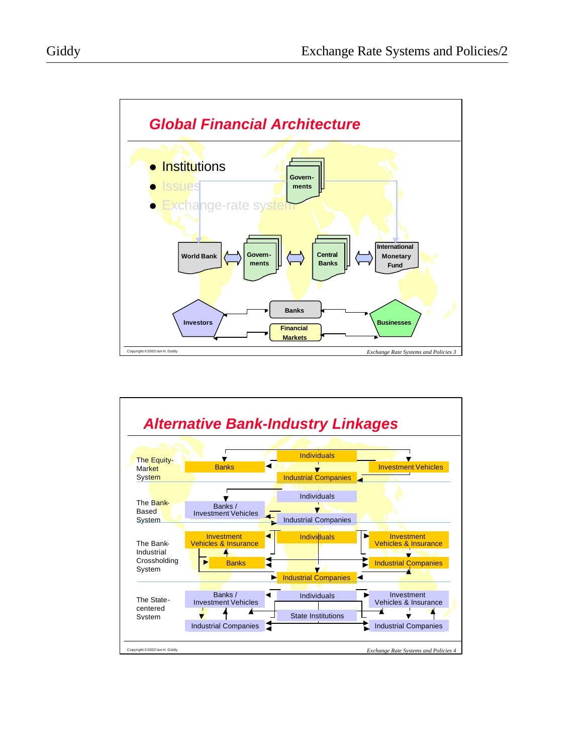## Global Financial Architecture

- Institutions
- Issues
- Exchange-rate system

Governments

World Bank ⇔ Governments ⇔ Central Banks ⇔ International Monetary Fund

Investors — Banks — Businesses

Investors — Financial Markets — Businesses

Copyright ©2002 Ian H. Giddy

*Exchange Rate Systems and Policies 3*

## Alternative Bank-Industry Linkages

**The Equity-Market System**

Individuals → Banks; Individuals → Investment Vehicles; Individuals → Industrial Companies; Investment Vehicles → Industrial Companies; Industrial Companies → Banks

**The Bank-Based System**

Individuals → Banks / Investment Vehicles; Individuals → Industrial Companies; Banks / Investment Vehicles → Industrial Companies

**The Bank-Industrial Crosshoding System**

Investment Vehicles & Insurance; Individuals; Investment Vehicles & Insurance; Banks; Industrial Companies; Industrial Companies

**The State-centered System**

Banks / Investment Vehicles; Individuals; Investment Vehicles & Insurance; State Institutions; Industrial Companies; Industrial Companies

Copyright ©2002 Ian H. Giddy

*Exchange Rate Systems and Policies 4*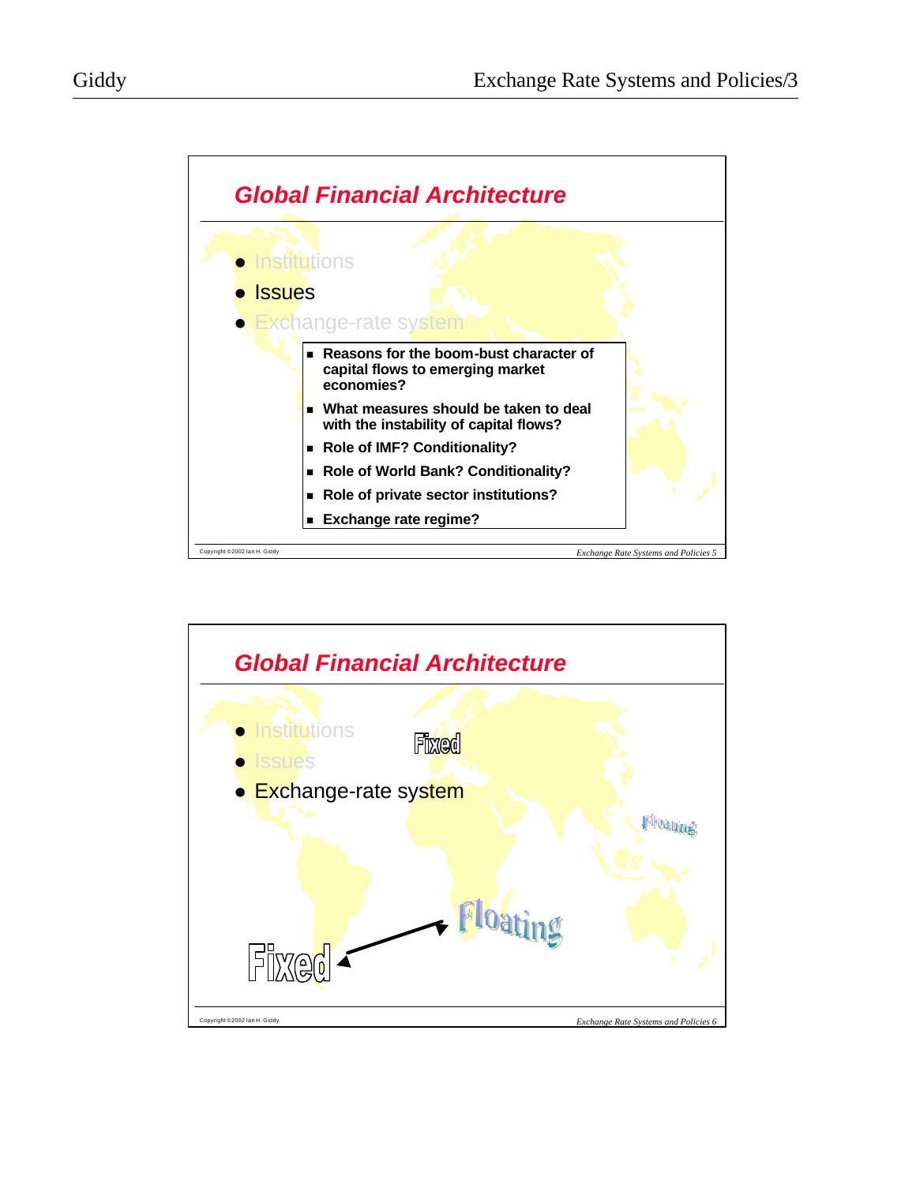## Global Financial Architecture

- Institutions
- Issues
- Exchange-rate system

- Reasons for the boom-bust character of capital flows to emerging market economies?
- What measures should be taken to deal with the instability of capital flows?
- Role of IMF? Conditionality?
- Role of World Bank? Conditionality?
- Role of private sector institutions?
- Exchange rate regime?

Copyright ©2002 Ian H. Giddy

*Exchange Rate Systems and Policies 5*

## Global Financial Architecture

- Institutions
- Issues
- Exchange-rate system

Fixed

Floating

Floating

Fixed

Copyright ©2002 Ian H. Giddy

*Exchange Rate Systems and Policies 6*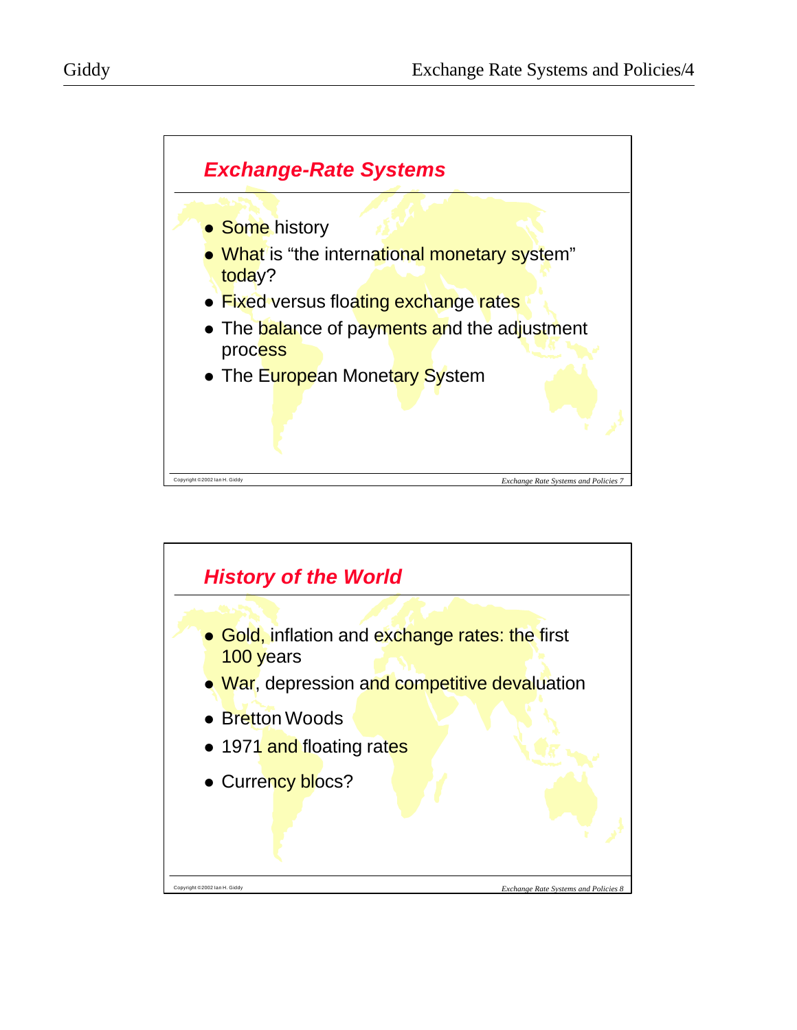## Exchange-Rate Systems

- Some history
- What is "the international monetary system" today?
- Fixed versus floating exchange rates
- The balance of payments and the adjustment process
- The European Monetary System

## History of the World

- Gold, inflation and exchange rates: the first 100 years
- War, depression and competitive devaluation
- Bretton Woods
- 1971 and floating rates
- Currency blocs?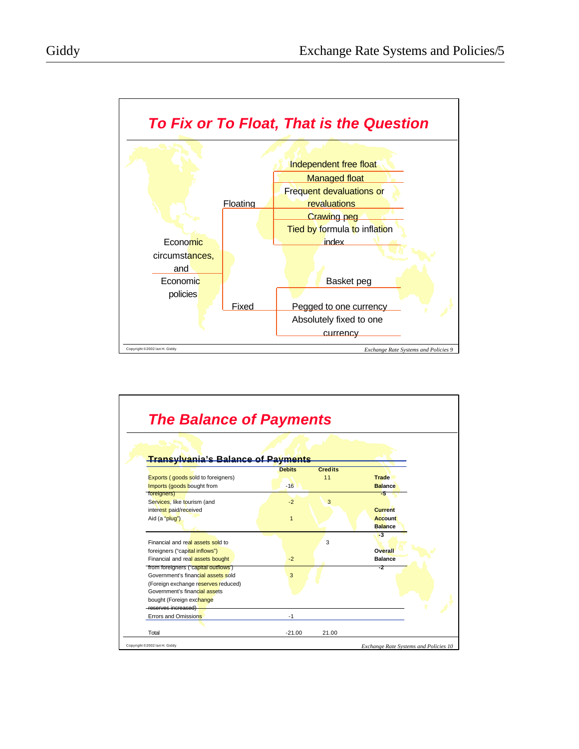## To Fix or To Float, That is the Question

Economic circumstances, and Economic policies

- Floating
  - Independent free float
  - Managed float
  - Frequent devaluations or revaluations
  - Crawing peg
  - Tied by formula to inflation index
- Fixed
  - Basket peg
  - Pegged to one currency
  - Absolutely fixed to one currency

Copyright ©2002 Ian H. Giddy

*Exchange Rate Systems and Policies 9*

## The Balance of Payments

**Transylvania's Balance of Payments**

| | Debits | Credits | |
|---|---|---|---|
| Exports ( goods sold to foreigners) | | 11 | **Trade Balance** |
| Imports (goods bought from foreigners) | -16 | | **-5** |
| Services, like tourism (and interest paid/received | -2 | 3 | **Current Account Balance** |
| Aid (a "plug") | 1 | | **-3** |
| Financial and real assets sold to foreigners ("capital inflows") | | 3 | **Overall Balance** |
| Financial and real assets bought from foreigners ("capital outflows") | -2 | | **-2** |
| Government's financial assets sold (Foreign exchange reserves reduced) | 3 | | |
| Government's financial assets bought (Foreign exchange reserves increased) | | | |
| Errors and Omissions | -1 | | |
| Total | -21.00 | 21.00 | |

Copyright ©2002 Ian H. Giddy

*Exchange Rate Systems and Policies 10*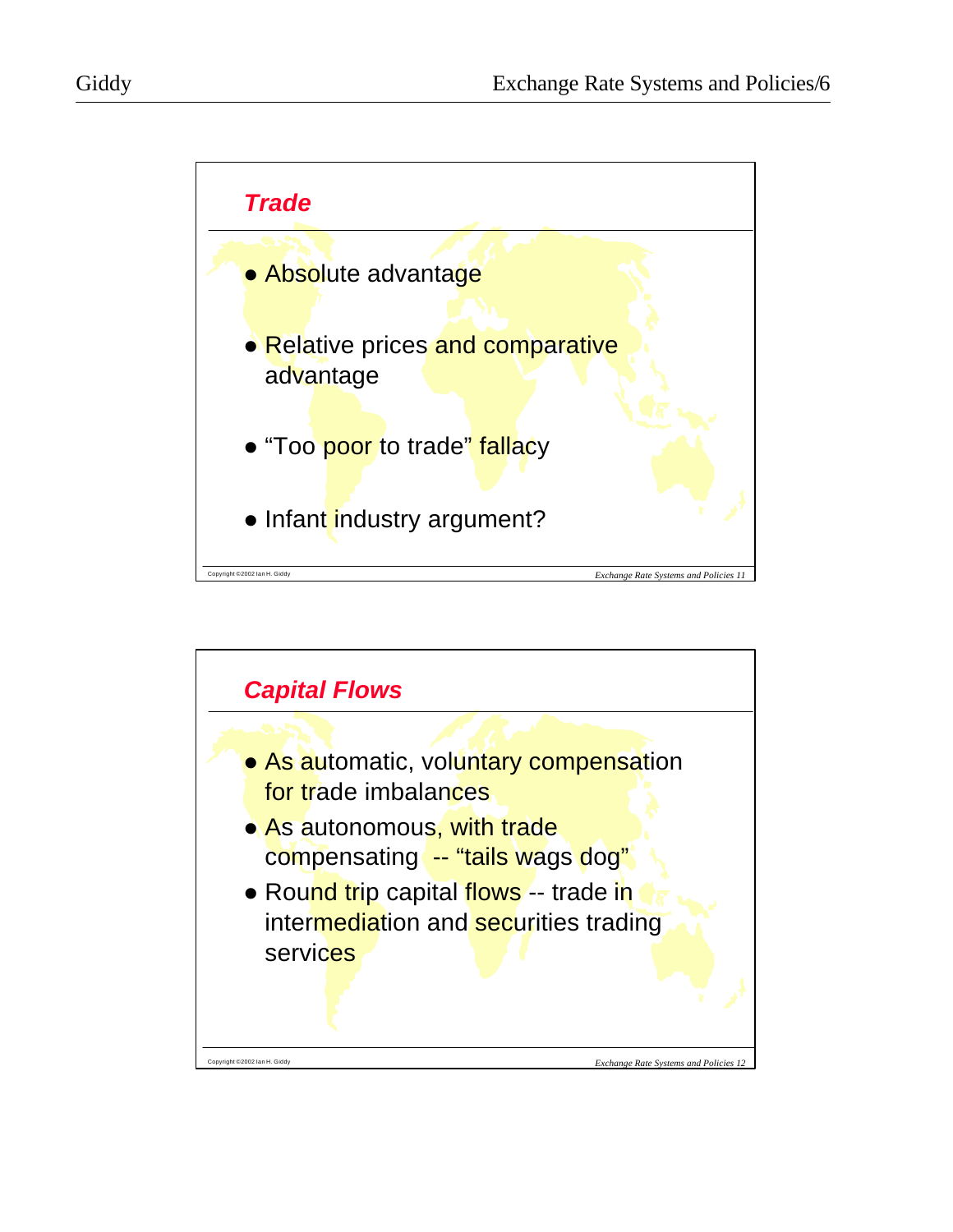## *Trade*

- Absolute advantage
- Relative prices and comparative advantage
- "Too poor to trade" fallacy
- Infant industry argument?

## *Capital Flows*

- As automatic, voluntary compensation for trade imbalances
- As autonomous, with trade compensating -- "tails wags dog"
- Round trip capital flows -- trade in intermediation and securities trading services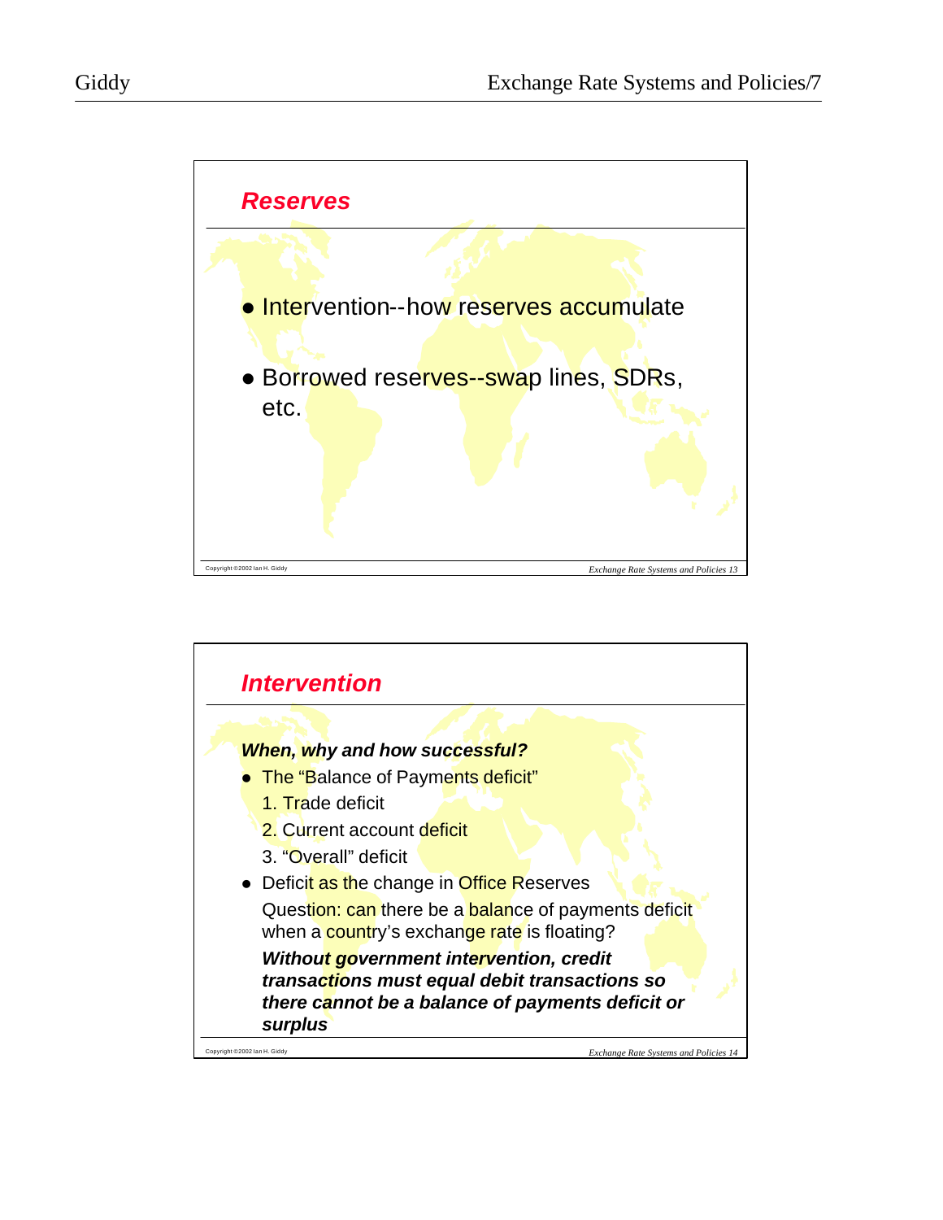## Reserves

- Intervention--how reserves accumulate
- Borrowed reserves--swap lines, SDRs, etc.

## Intervention

***When, why and how successful?***

- The "Balance of Payments deficit"
  1. Trade deficit
  2. Current account deficit
  3. "Overall" deficit
- Deficit as the change in Office Reserves

  Question: can there be a balance of payments deficit when a country's exchange rate is floating?

  ***Without government intervention, credit transactions must equal debit transactions so there cannot be a balance of payments deficit or surplus***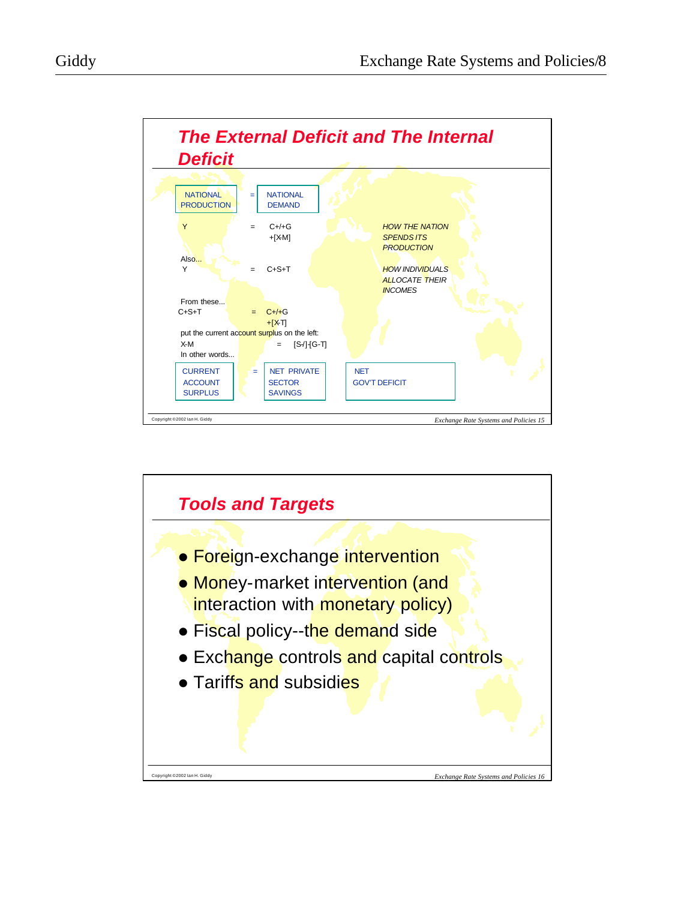## The External Deficit and The Internal Deficit

| NATIONAL PRODUCTION | = | NATIONAL DEMAND | |
|---|---|---|---|
| Y | = | C+I+G +[X-M] | *HOW THE NATION SPENDS ITS PRODUCTION* |

Also...

| | | | |
|---|---|---|---|
| Y | = | C+S+T | *HOW INDIVIDUALS ALLOCATE THEIR INCOMES* |

From these...

C+S+T = C+I+G +[X-T]

put the current account surplus on the left:

X-M = [S-I]-[G-T]

In other words...

| CURRENT ACCOUNT SURPLUS | = | NET PRIVATE SECTOR SAVINGS | NET GOV'T DEFICIT |
|---|---|---|---|

Copyright ©2002 Ian H. Giddy

Exchange Rate Systems and Policies 15

## Tools and Targets

- Foreign-exchange intervention
- Money-market intervention (and interaction with monetary policy)
- Fiscal policy--the demand side
- Exchange controls and capital controls
- Tariffs and subsidies

Copyright ©2002 Ian H. Giddy

Exchange Rate Systems and Policies 16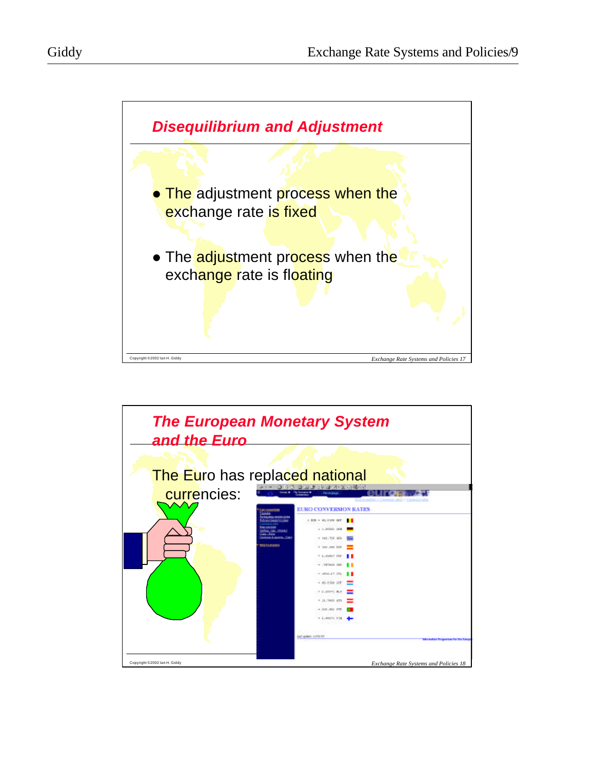## Disequilibrium and Adjustment

- The adjustment process when the exchange rate is fixed
- The adjustment process when the exchange rate is floating

## The European Monetary System and the Euro

The Euro has replaced national currencies: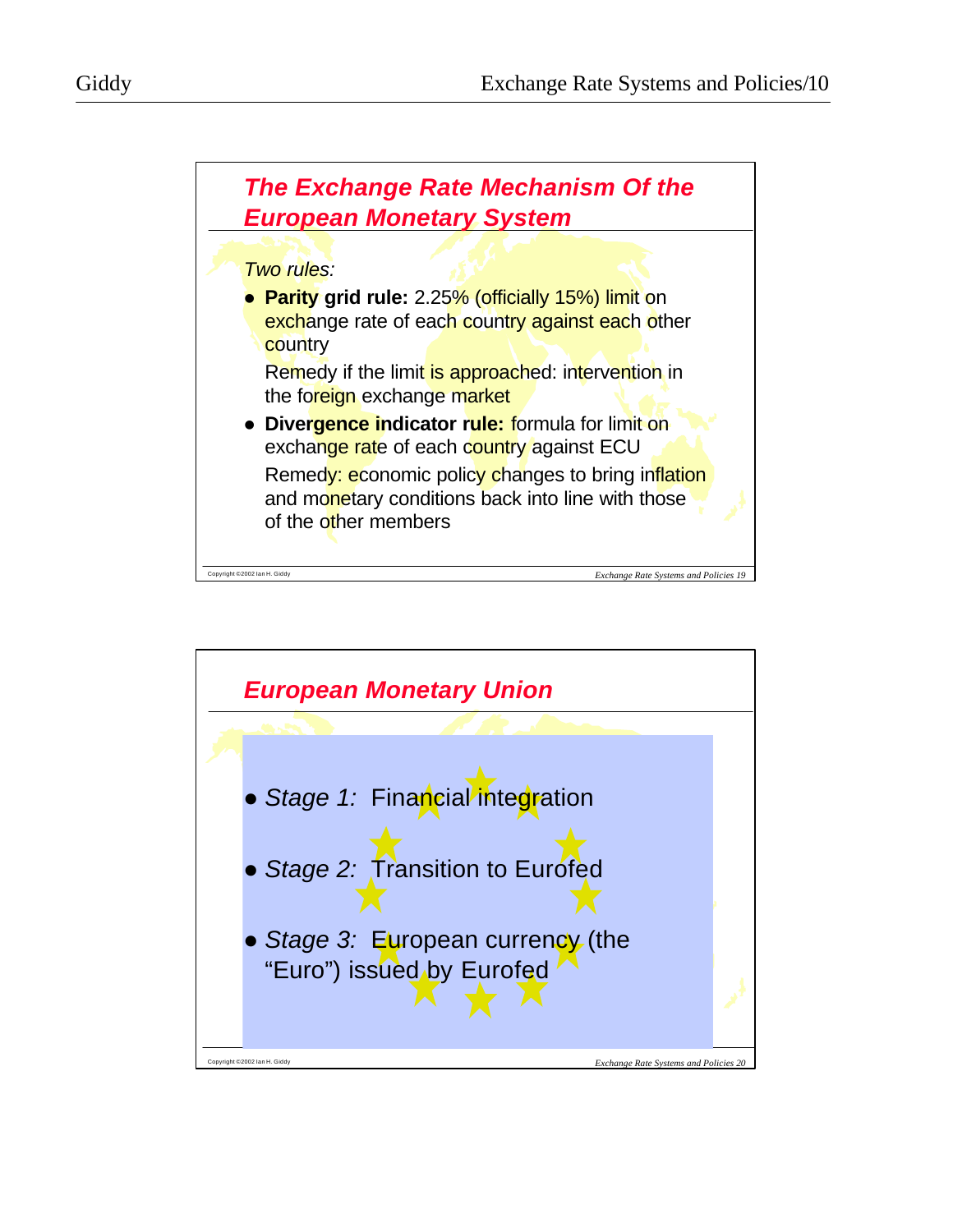## The Exchange Rate Mechanism Of the European Monetary System

*Two rules:*

- **Parity grid rule:** 2.25% (officially 15%) limit on exchange rate of each country against each other country

  Remedy if the limit is approached: intervention in the foreign exchange market

- **Divergence indicator rule:** formula for limit on exchange rate of each country against ECU

  Remedy: economic policy changes to bring inflation and monetary conditions back into line with those of the other members

## European Monetary Union

- *Stage 1:* Financial integration
- *Stage 2:* Transition to Eurofed
- *Stage 3:* European currency (the "Euro") issued by Eurofed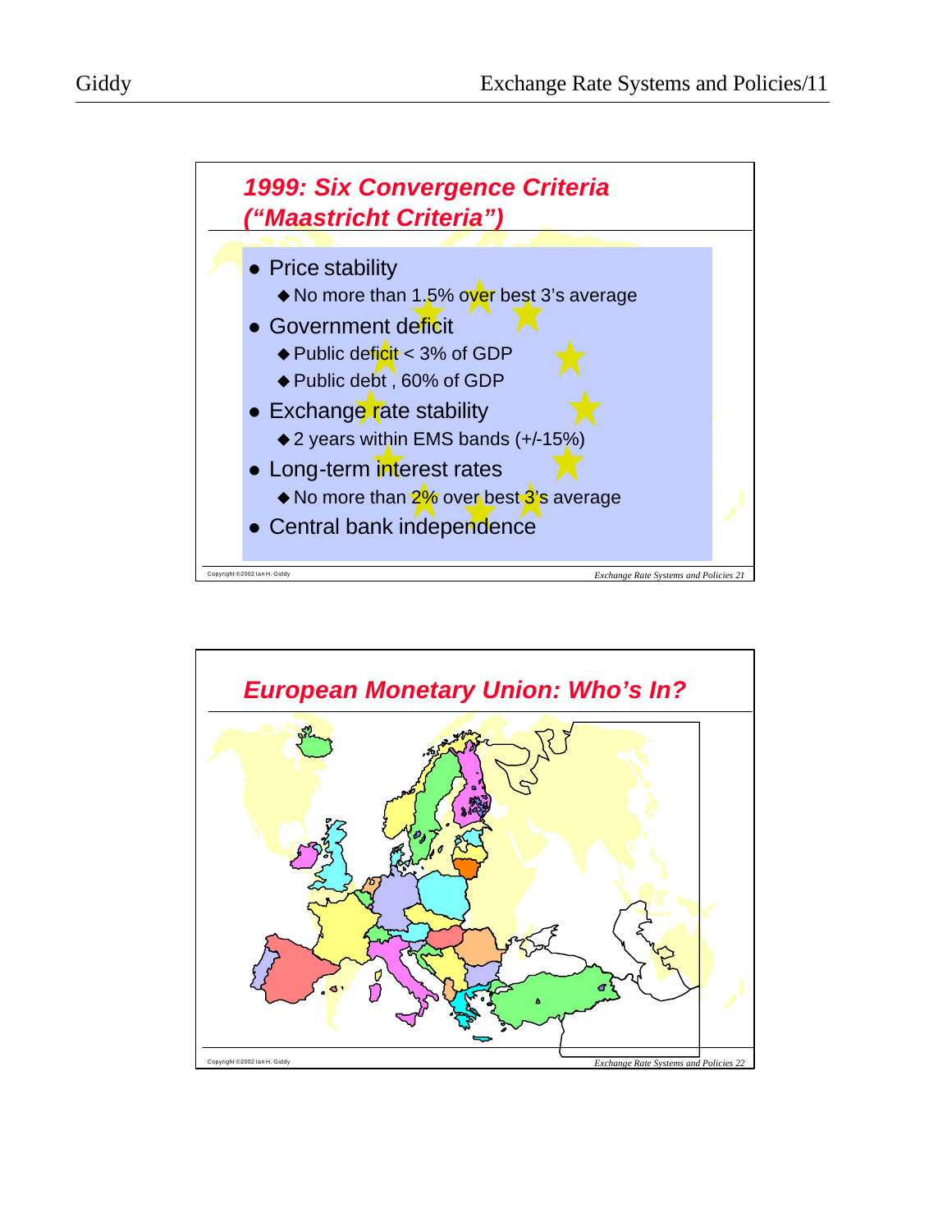## 1999: Six Convergence Criteria ("Maastricht Criteria")

- Price stability
  - No more than 1.5% over best 3's average
- Government deficit
  - Public deficit < 3% of GDP
  - Public debt , 60% of GDP
- Exchange rate stability
  - 2 years within EMS bands (+/-15%)
- Long-term interest rates
  - No more than 2% over best 3's average
- Central bank independence

## European Monetary Union: Who's In?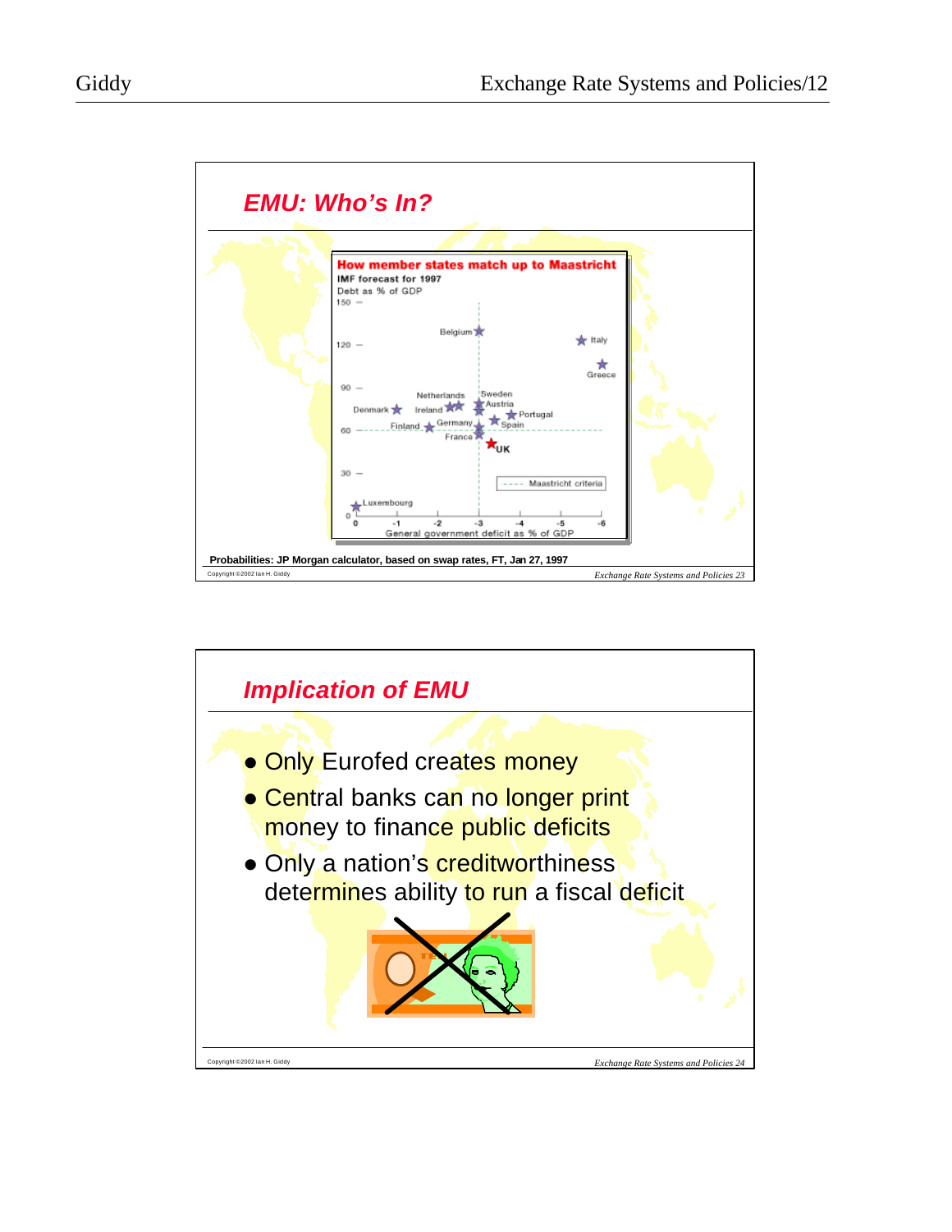## EMU: Who's In?

**How member states match up to Maastricht**

**IMF forecast for 1997**

Debt as % of GDP

General government deficit as % of GDP

---- Maastricht criteria

**Probabilities: JP Morgan calculator, based on swap rates, FT, Jan 27, 1997**

## Implication of EMU

- Only Eurofed creates money
- Central banks can no longer print money to finance public deficits
- Only a nation's creditworthiness determines ability to run a fiscal deficit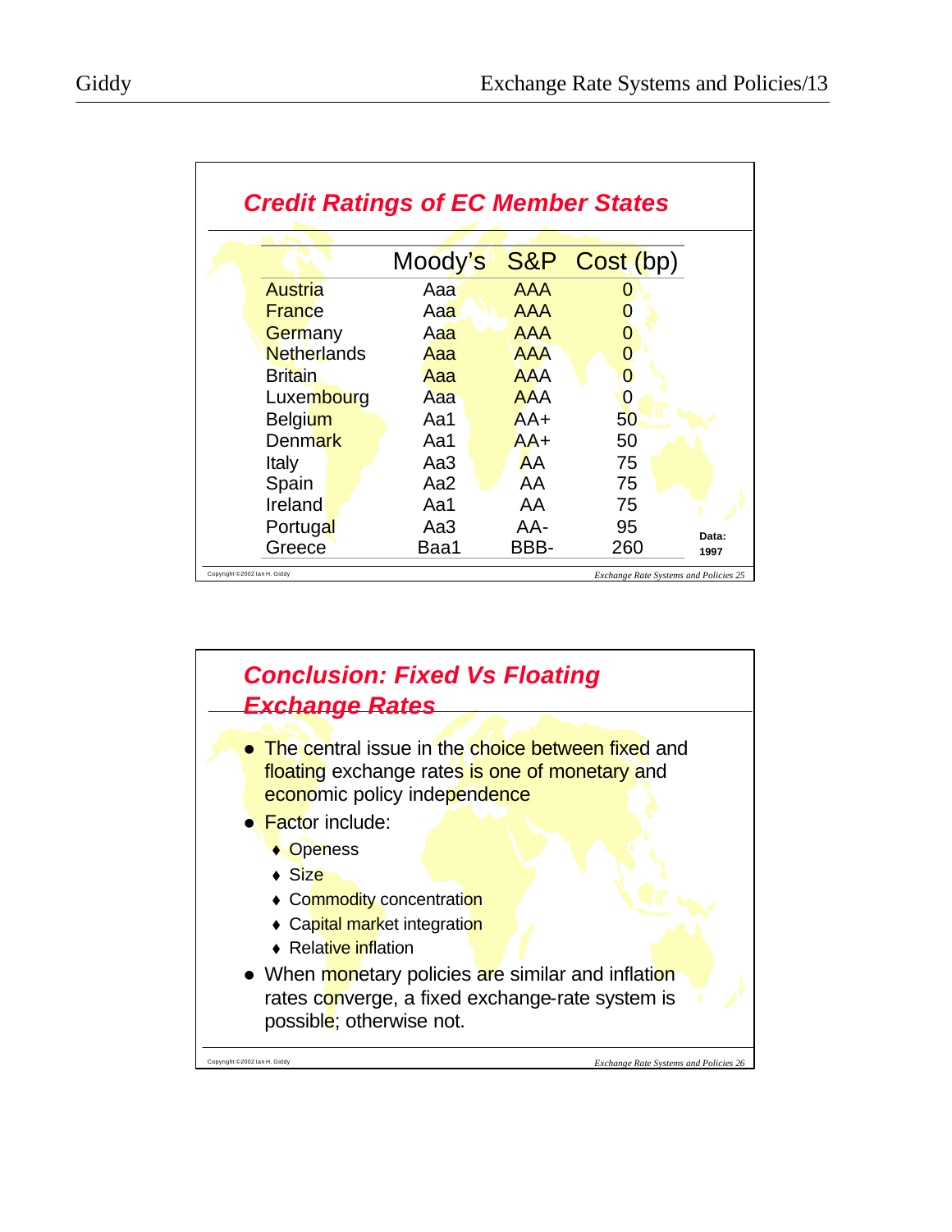## Credit Ratings of EC Member States

| | Moody's | S&P | Cost (bp) |
|---|---|---|---|
| Austria | Aaa | AAA | 0 |
| France | Aaa | AAA | 0 |
| Germany | Aaa | AAA | 0 |
| Netherlands | Aaa | AAA | 0 |
| Britain | Aaa | AAA | 0 |
| Luxembourg | Aaa | AAA | 0 |
| Belgium | Aa1 | AA+ | 50 |
| Denmark | Aa1 | AA+ | 50 |
| Italy | Aa3 | AA | 75 |
| Spain | Aa2 | AA | 75 |
| Ireland | Aa1 | AA | 75 |
| Portugal | Aa3 | AA- | 95 |
| Greece | Baa1 | BBB- | 260 |

**Data: 1997**

Copyright ©2002 Ian H. Giddy

*Exchange Rate Systems and Policies 25*

## Conclusion: Fixed Vs Floating Exchange Rates

- The central issue in the choice between fixed and floating exchange rates is one of monetary and economic policy independence
- Factor include:
  - Openess
  - Size
  - Commodity concentration
  - Capital market integration
  - Relative inflation
- When monetary policies are similar and inflation rates converge, a fixed exchange-rate system is possible; otherwise not.

Copyright ©2002 Ian H. Giddy

*Exchange Rate Systems and Policies 26*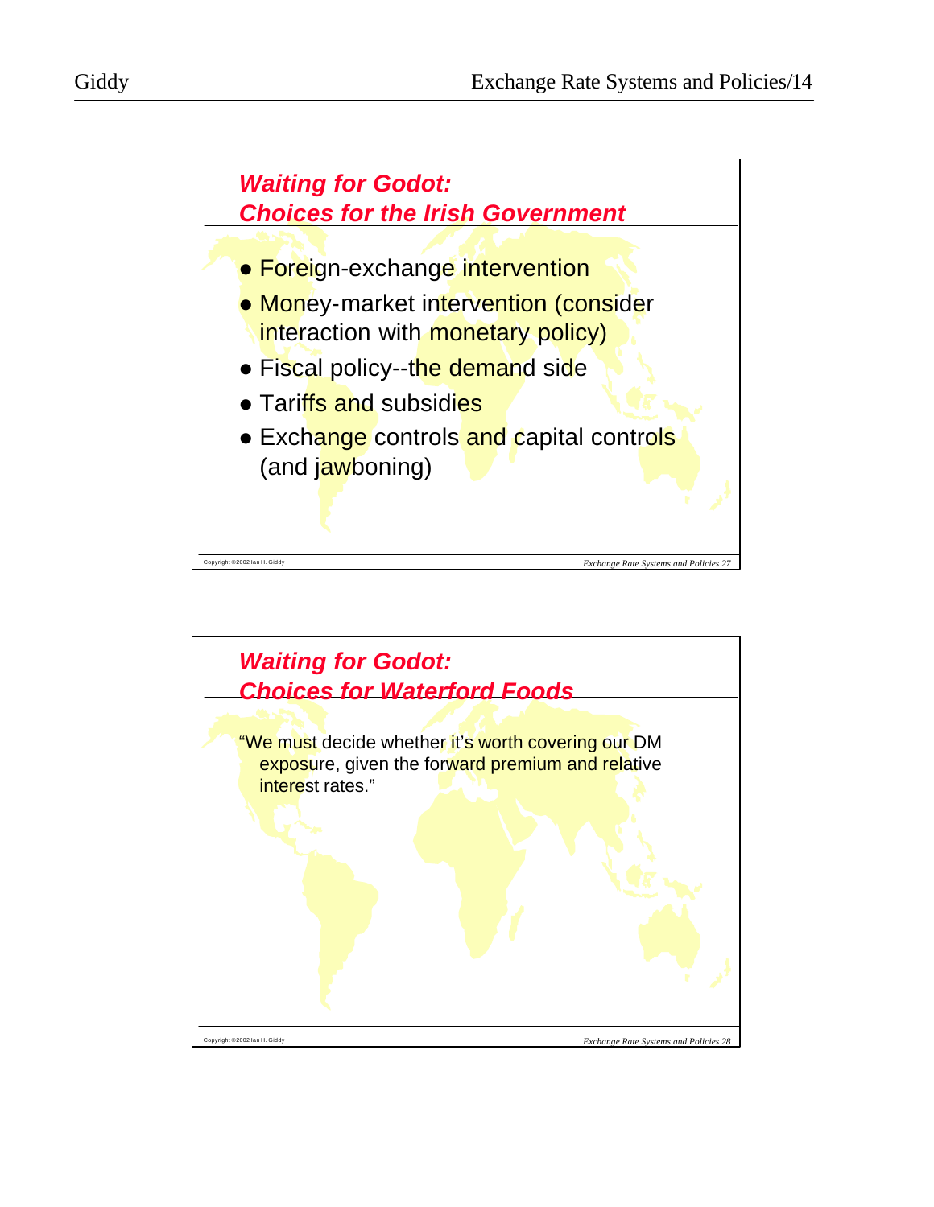## Waiting for Godot: Choices for the Irish Government

- Foreign-exchange intervention
- Money-market intervention (consider interaction with monetary policy)
- Fiscal policy--the demand side
- Tariffs and subsidies
- Exchange controls and capital controls (and jawboning)

## Waiting for Godot: Choices for Waterford Foods

"We must decide whether it's worth covering our DM exposure, given the forward premium and relative interest rates."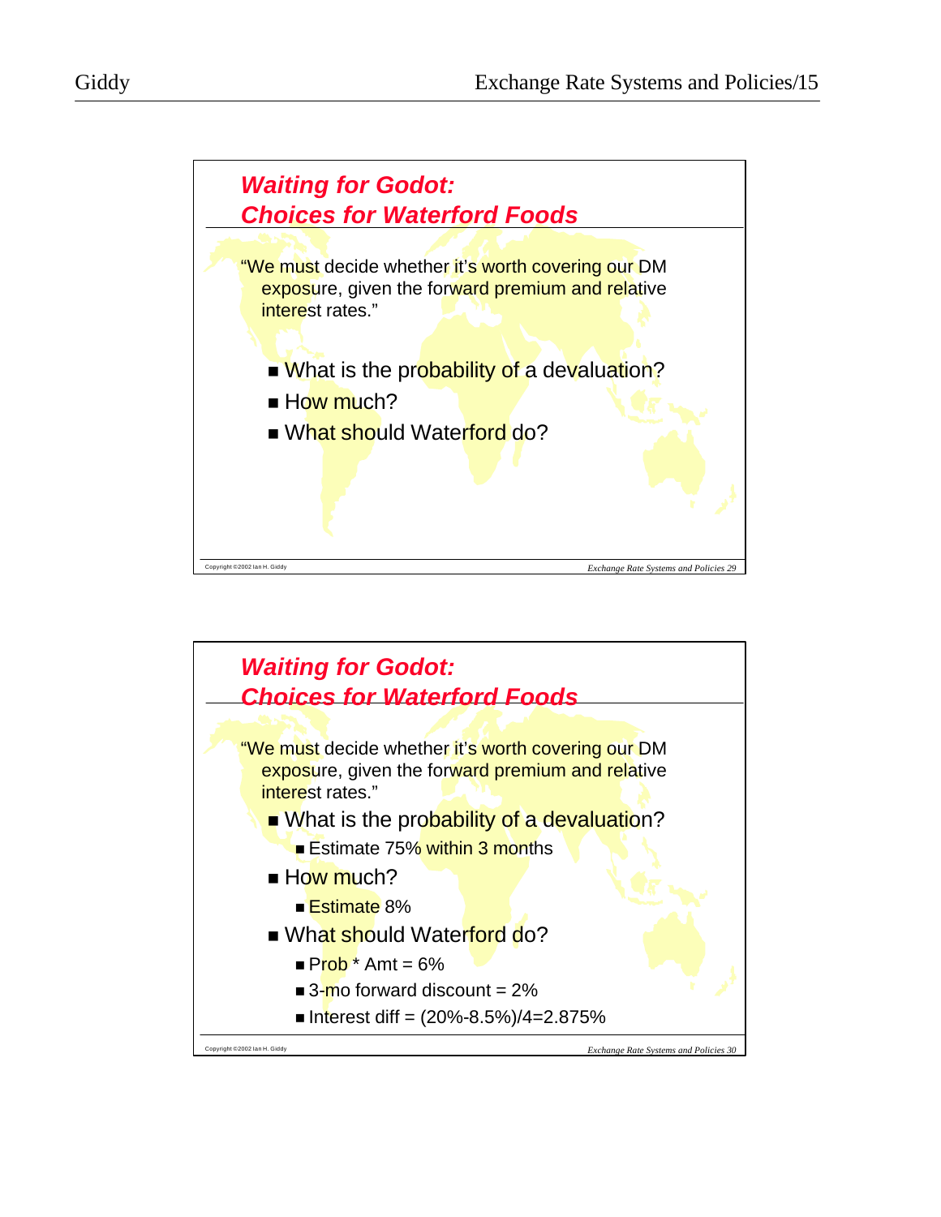## Waiting for Godot: Choices for Waterford Foods

"We must decide whether it's worth covering our DM exposure, given the forward premium and relative interest rates."

- What is the probability of a devaluation?
- How much?
- What should Waterford do?

## Waiting for Godot: Choices for Waterford Foods

"We must decide whether it's worth covering our DM exposure, given the forward premium and relative interest rates."

- What is the probability of a devaluation?
  - Estimate 75% within 3 months
- How much?
  - Estimate 8%
- What should Waterford do?
  - Prob * Amt = 6%
  - 3-mo forward discount = 2%
  - Interest diff = (20%-8.5%)/4=2.875%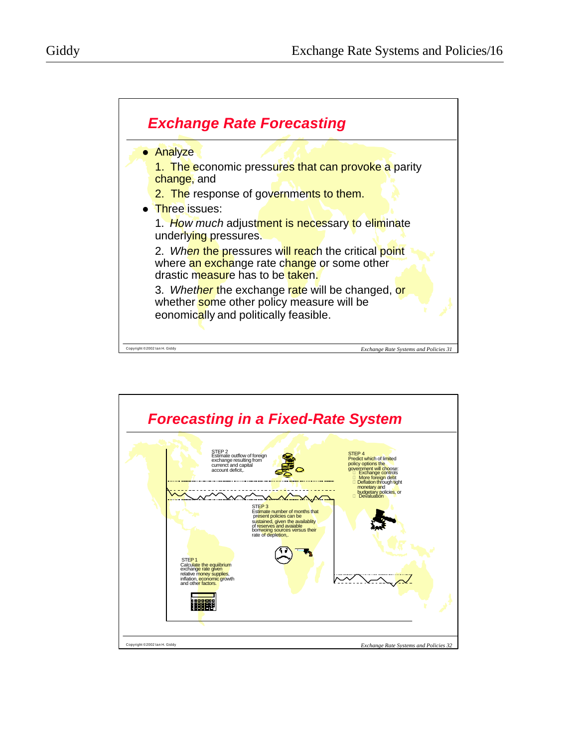## Exchange Rate Forecasting

- Analyze
  1. The economic pressures that can provoke a parity change, and
  2. The response of governments to them.
- Three issues:
  1. *How much* adjustment is necessary to eliminate underlying pressures.
  2. *When* the pressures will reach the critical point where an exchange rate change or some other drastic measure has to be taken.
  3. *Whether* the exchange rate will be changed, or whether some other policy measure will be eonomically and politically feasible.

Copyright ©2002 Ian H. Giddy — Exchange Rate Systems and Policies 31

## Forecasting in a Fixed-Rate System

STEP 2
Estimate outflow of foreign exchange resulting from current and capital account deficit,.

STEP 4
Predict which of limited policy options the government will choose:
- Exchange controls
- More foreign debt
- Deflation through tight monetary and budgetary policies, or
- Devaluation

STEP 3
Estimate number of months that present policies can be sustained, given the availablity of reserves and avaiable borrwoing sources versus their rate of depletion,.

STEP 1
Calculate the equilibrium exchange rate given relative money supplies, inflation, economic growth and other factors.

Copyright ©2002 Ian H. Giddy — Exchange Rate Systems and Policies 32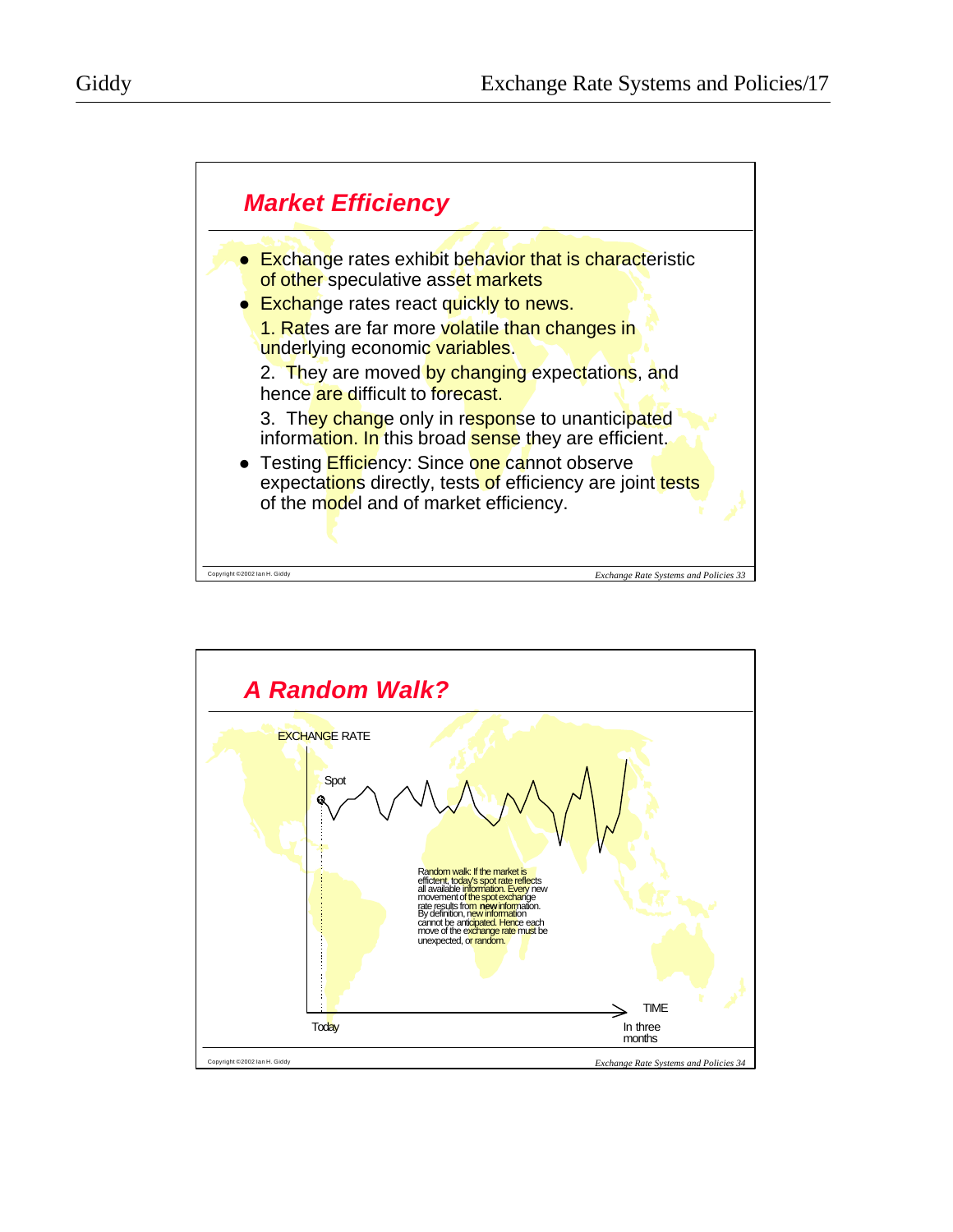## Market Efficiency

- Exchange rates exhibit behavior that is characteristic of other speculative asset markets
- Exchange rates react quickly to news.

  1. Rates are far more volatile than changes in underlying economic variables.

  2. They are moved by changing expectations, and hence are difficult to forecast.

  3. They change only in response to unanticipated information. In this broad sense they are efficient.
- Testing Efficiency: Since one cannot observe expectations directly, tests of efficiency are joint tests of the model and of market efficiency.

## A Random Walk?

EXCHANGE RATE

Spot

Random walk: If the market is efficent, today's spot rate reflects all available information. Every new movement of the spot exchange rate results from **new** information. By definition, new information cannot be anticipated. Hence each move of the exchange rate must be unexpected, or random.

TIME

Today

In three months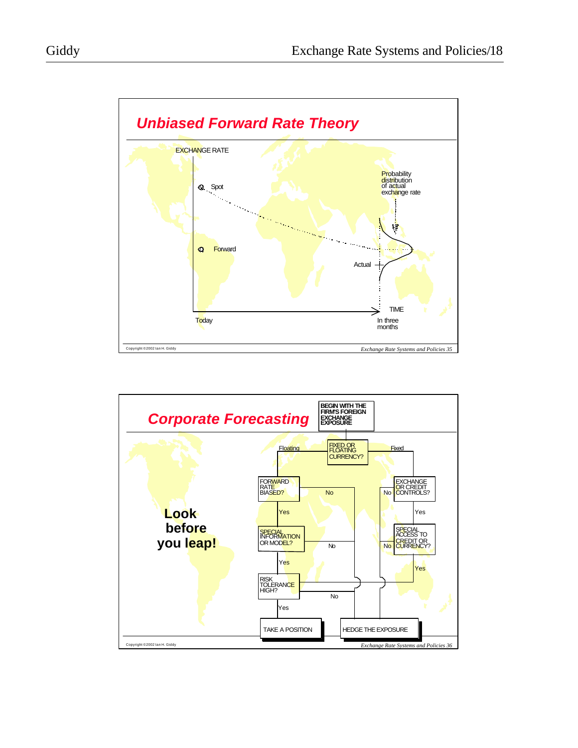## Unbiased Forward Rate Theory

EXCHANGE RATE

Spot

Forward

Probability distribution of actual exchange rate

Actual

TIME

Today

In three months

Copyright ©2002 Ian H. Giddy

*Exchange Rate Systems and Policies 35*

## Corporate Forecasting

**Look before you leap!**

BEGIN WITH THE FIRM'S FOREIGN EXCHANGE EXPOSURE

FIXED OR FLOATING CURRENCY?

- Floating → FORWARD RATE BIASED?
  - No → HEDGE THE EXPOSURE
  - Yes → SPECIAL INFORMATION OR MODEL?
    - No → HEDGE THE EXPOSURE
    - Yes → RISK TOLERANCE HIGH?
      - No → HEDGE THE EXPOSURE
      - Yes → TAKE A POSITION
- Fixed → EXCHANGE OR CREDIT CONTROLS?
  - No → HEDGE THE EXPOSURE
  - Yes → SPECIAL ACCESS TO CREDIT OR CURRENCY?
    - No → HEDGE THE EXPOSURE
    - Yes → TAKE A POSITION

Copyright ©2002 Ian H. Giddy

*Exchange Rate Systems and Policies 36*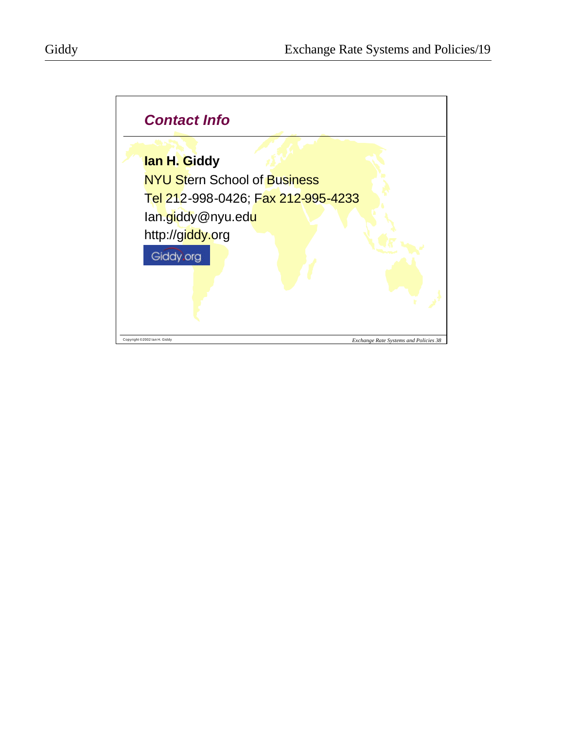## *Contact Info*

**Ian H. Giddy**

NYU Stern School of Business

Tel 212-998-0426; Fax 212-995-4233

Ian.giddy@nyu.edu

http://giddy.org

Giddy.org

Copyright ©2002 Ian H. Giddy

*Exchange Rate Systems and Policies 38*